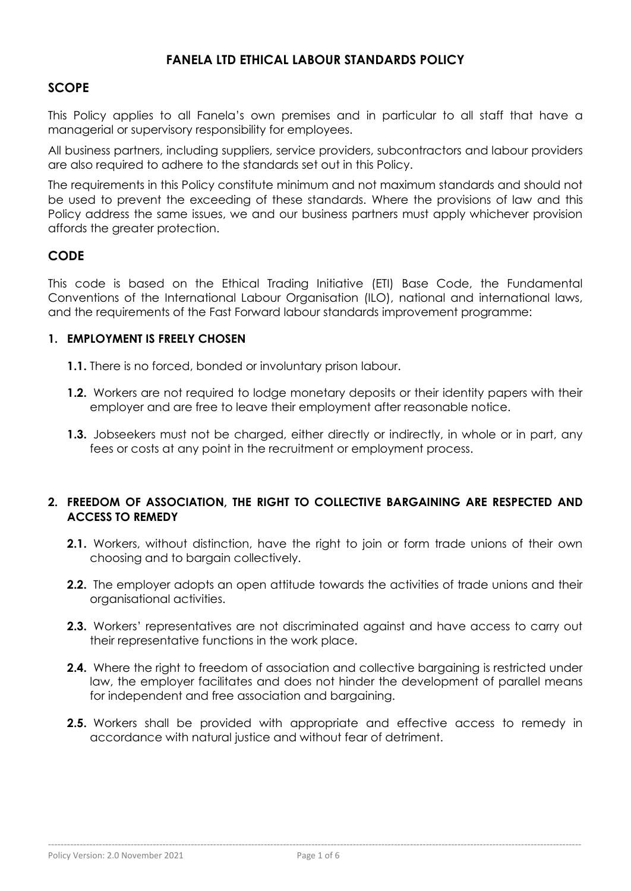# FANELA LTD ETHICAL LABOUR STANDARDS POLICY

## SCOPE

This Policy applies to all Fanela's own premises and in particular to all staff that have a managerial or supervisory responsibility for employees.

All business partners, including suppliers, service providers, subcontractors and labour providers are also required to adhere to the standards set out in this Policy.

The requirements in this Policy constitute minimum and not maximum standards and should not be used to prevent the exceeding of these standards. Where the provisions of law and this Policy address the same issues, we and our business partners must apply whichever provision affords the greater protection.

## CODE

This code is based on the Ethical Trading Initiative (ETI) Base Code, the Fundamental Conventions of the International Labour Organisation (ILO), national and international laws, and the requirements of the Fast Forward labour standards improvement programme:

### 1. EMPLOYMENT IS FREELY CHOSEN

- **1.1.** There is no forced, bonded or involuntary prison labour.
- **1.2.** Workers are not required to lodge monetary deposits or their identity papers with their employer and are free to leave their employment after reasonable notice.
- **1.3.** Jobseekers must not be charged, either directly or indirectly, in whole or in part, any fees or costs at any point in the recruitment or employment process.

### 2. FREEDOM OF ASSOCIATION, THE RIGHT TO COLLECTIVE BARGAINING ARE RESPECTED AND ACCESS TO REMEDY

- **2.1.** Workers, without distinction, have the right to join or form trade unions of their own choosing and to bargain collectively.
- **2.2.** The employer adopts an open attitude towards the activities of trade unions and their organisational activities.
- **2.3.** Workers' representatives are not discriminated against and have access to carry out their representative functions in the work place.
- **2.4.** Where the right to freedom of association and collective bargaining is restricted under law, the employer facilitates and does not hinder the development of parallel means for independent and free association and bargaining.
- **2.5.** Workers shall be provided with appropriate and effective access to remedy in accordance with natural justice and without fear of detriment.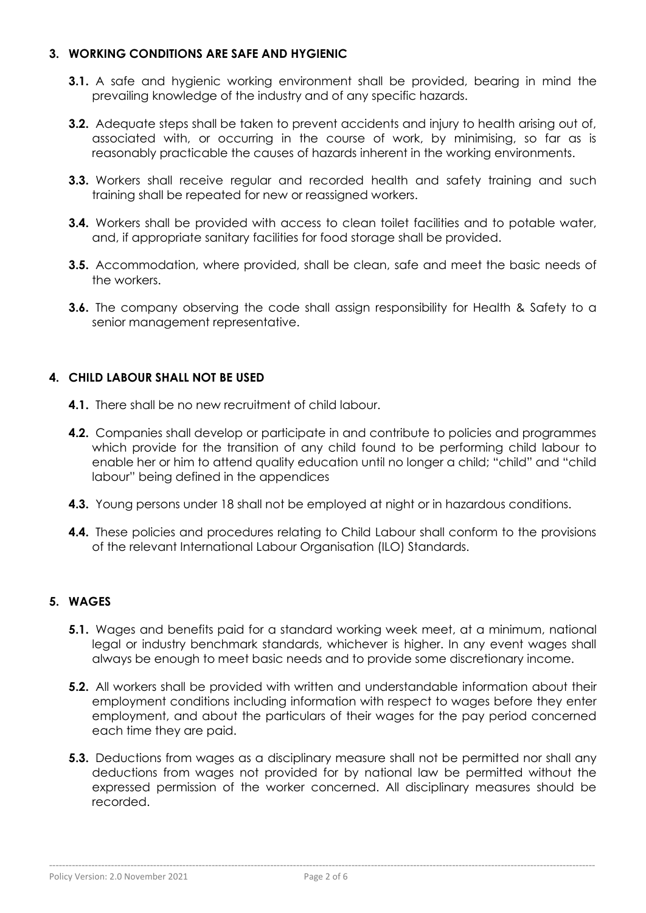## 3. WORKING CONDITIONS ARE SAFE AND HYGIENIC

**3.1.** A safe and hygienic working environment shall be provided, bearing in mind the prevailing knowledge of the industry and of any specific hazards.

**3.2.** Adequate steps shall be taken to prevent accidents and injury to health arising out of, associated with, or occurring in the course of work, by minimising, so far as is reasonably practicable the causes of hazards inherent in the working environments.

**3.3.** Workers shall receive regular and recorded health and safety training and such training shall be repeated for new or reassigned workers.

**3.4.** Workers shall be provided with access to clean toilet facilities and to potable water, and, if appropriate sanitary facilities for food storage shall be provided.

**3.5.** Accommodation, where provided, shall be clean, safe and meet the basic needs of the workers.

**3.6.** The company observing the code shall assign responsibility for Health & Safety to a senior management representative.

## 4. CHILD LABOUR SHALL NOT BE USED

**4.1.** There shall be no new recruitment of child labour.

**4.2.** Companies shall develop or participate in and contribute to policies and programmes which provide for the transition of any child found to be performing child labour to enable her or him to attend quality education until no longer a child; "child" and "child labour" being defined in the appendices

**4.3.** Young persons under 18 shall not be employed at night or in hazardous conditions.

**4.4.** These policies and procedures relating to Child Labour shall conform to the provisions of the relevant International Labour Organisation (ILO) Standards.

## 5. WAGES

**5.1.** Wages and benefits paid for a standard working week meet, at a minimum, national legal or industry benchmark standards, whichever is higher. In any event wages shall always be enough to meet basic needs and to provide some discretionary income.

**5.2.** All workers shall be provided with written and understandable information about their employment conditions including information with respect to wages before they enter employment, and about the particulars of their wages for the pay period concerned each time they are paid.

**5.3.** Deductions from wages as a disciplinary measure shall not be permitted nor shall any deductions from wages not provided for by national law be permitted without the expressed permission of the worker concerned. All disciplinary measures should be recorded.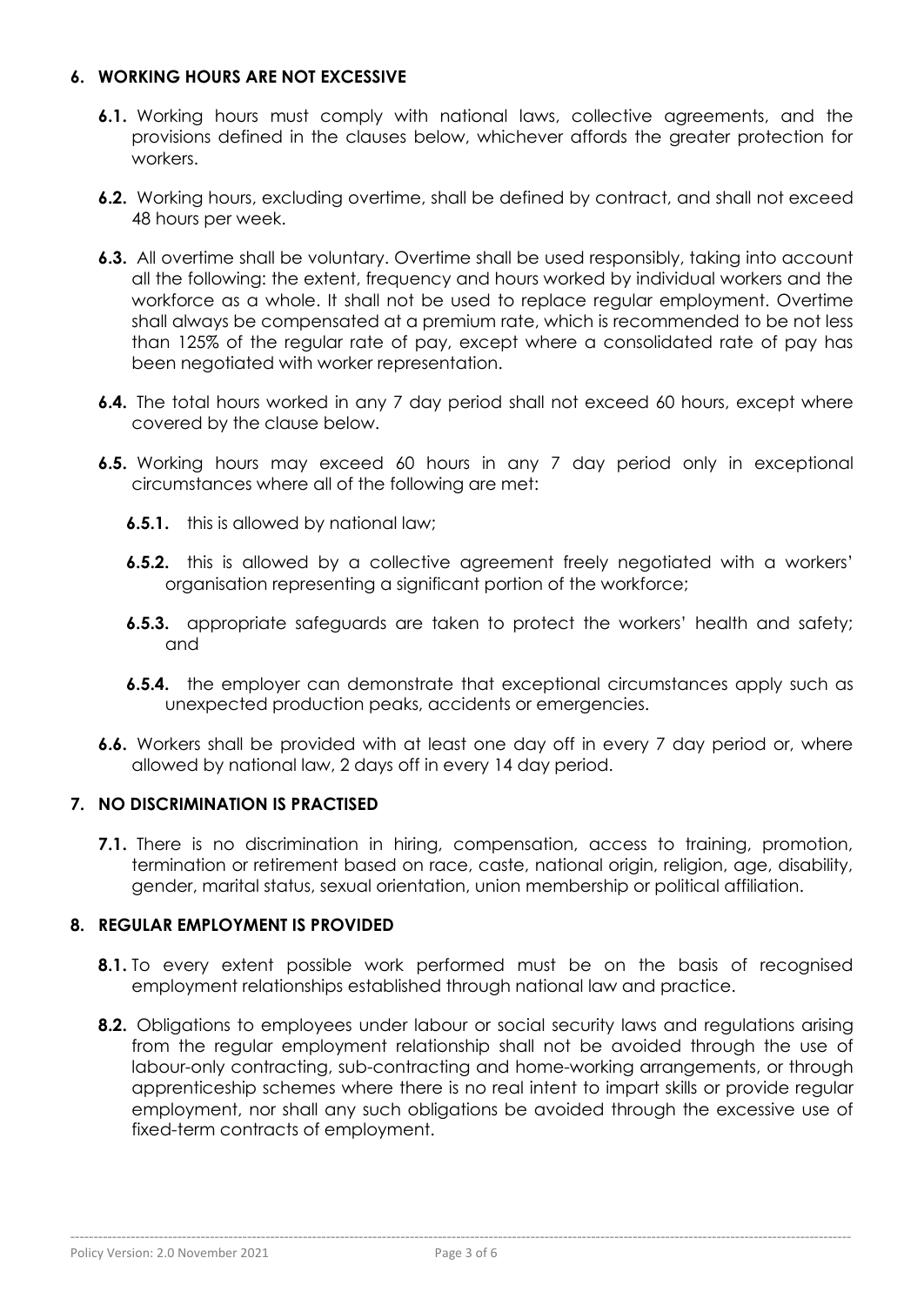## 6. WORKING HOURS ARE NOT EXCESSIVE

**6.1.** Working hours must comply with national laws, collective agreements, and the provisions defined in the clauses below, whichever affords the greater protection for workers.

**6.2.** Working hours, excluding overtime, shall be defined by contract, and shall not exceed 48 hours per week.

**6.3.** All overtime shall be voluntary. Overtime shall be used responsibly, taking into account all the following: the extent, frequency and hours worked by individual workers and the workforce as a whole. It shall not be used to replace regular employment. Overtime shall always be compensated at a premium rate, which is recommended to be not less than 125% of the regular rate of pay, except where a consolidated rate of pay has been negotiated with worker representation.

**6.4.** The total hours worked in any 7 day period shall not exceed 60 hours, except where covered by the clause below.

**6.5.** Working hours may exceed 60 hours in any 7 day period only in exceptional circumstances where all of the following are met:

**6.5.1.** this is allowed by national law;

**6.5.2.** this is allowed by a collective agreement freely negotiated with a workers' organisation representing a significant portion of the workforce;

**6.5.3.** appropriate safeguards are taken to protect the workers' health and safety; and

**6.5.4.** the employer can demonstrate that exceptional circumstances apply such as unexpected production peaks, accidents or emergencies.

**6.6.** Workers shall be provided with at least one day off in every 7 day period or, where allowed by national law, 2 days off in every 14 day period.

## 7. NO DISCRIMINATION IS PRACTISED

**7.1.** There is no discrimination in hiring, compensation, access to training, promotion, termination or retirement based on race, caste, national origin, religion, age, disability, gender, marital status, sexual orientation, union membership or political affiliation.

## 8. REGULAR EMPLOYMENT IS PROVIDED

**8.1.** To every extent possible work performed must be on the basis of recognised employment relationships established through national law and practice.

**8.2.** Obligations to employees under labour or social security laws and regulations arising from the regular employment relationship shall not be avoided through the use of labour-only contracting, sub-contracting and home-working arrangements, or through apprenticeship schemes where there is no real intent to impart skills or provide regular employment, nor shall any such obligations be avoided through the excessive use of fixed-term contracts of employment.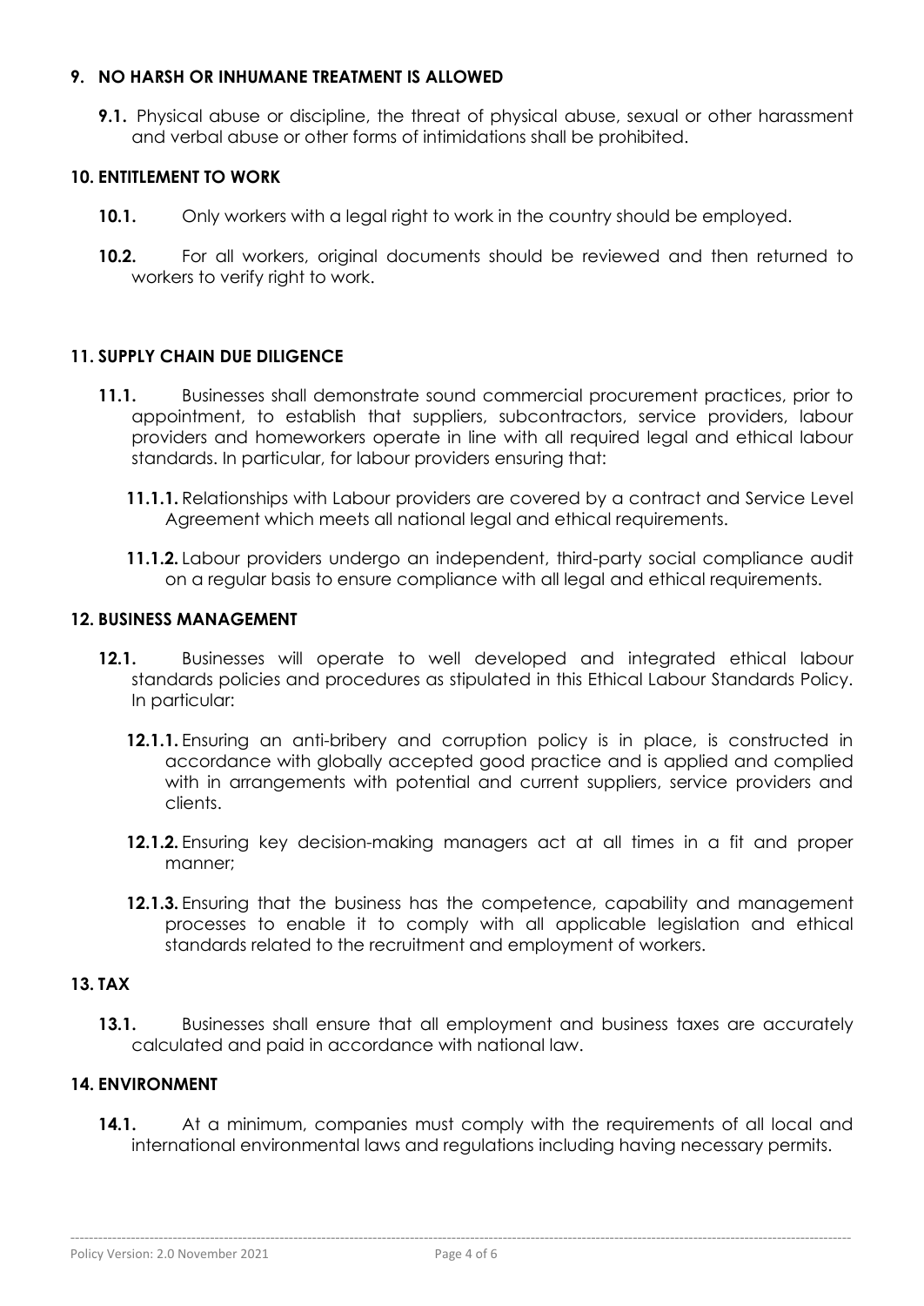## 9. NO HARSH OR INHUMANE TREATMENT IS ALLOWED

**9.1.** Physical abuse or discipline, the threat of physical abuse, sexual or other harassment and verbal abuse or other forms of intimidations shall be prohibited.

## 10. ENTITLEMENT TO WORK

**10.1.** Only workers with a legal right to work in the country should be employed.

**10.2.** For all workers, original documents should be reviewed and then returned to workers to verify right to work.

## 11. SUPPLY CHAIN DUE DILIGENCE

**11.1.** Businesses shall demonstrate sound commercial procurement practices, prior to appointment, to establish that suppliers, subcontractors, service providers, labour providers and homeworkers operate in line with all required legal and ethical labour standards. In particular, for labour providers ensuring that:

**11.1.1.** Relationships with Labour providers are covered by a contract and Service Level Agreement which meets all national legal and ethical requirements.

**11.1.2.** Labour providers undergo an independent, third-party social compliance audit on a regular basis to ensure compliance with all legal and ethical requirements.

## 12. BUSINESS MANAGEMENT

**12.1.** Businesses will operate to well developed and integrated ethical labour standards policies and procedures as stipulated in this Ethical Labour Standards Policy. In particular:

**12.1.1.** Ensuring an anti-bribery and corruption policy is in place, is constructed in accordance with globally accepted good practice and is applied and complied with in arrangements with potential and current suppliers, service providers and clients.

**12.1.2.** Ensuring key decision-making managers act at all times in a fit and proper manner;

**12.1.3.** Ensuring that the business has the competence, capability and management processes to enable it to comply with all applicable legislation and ethical standards related to the recruitment and employment of workers.

## 13. TAX

**13.1.** Businesses shall ensure that all employment and business taxes are accurately calculated and paid in accordance with national law.

## 14. ENVIRONMENT

**14.1.** At a minimum, companies must comply with the requirements of all local and international environmental laws and regulations including having necessary permits.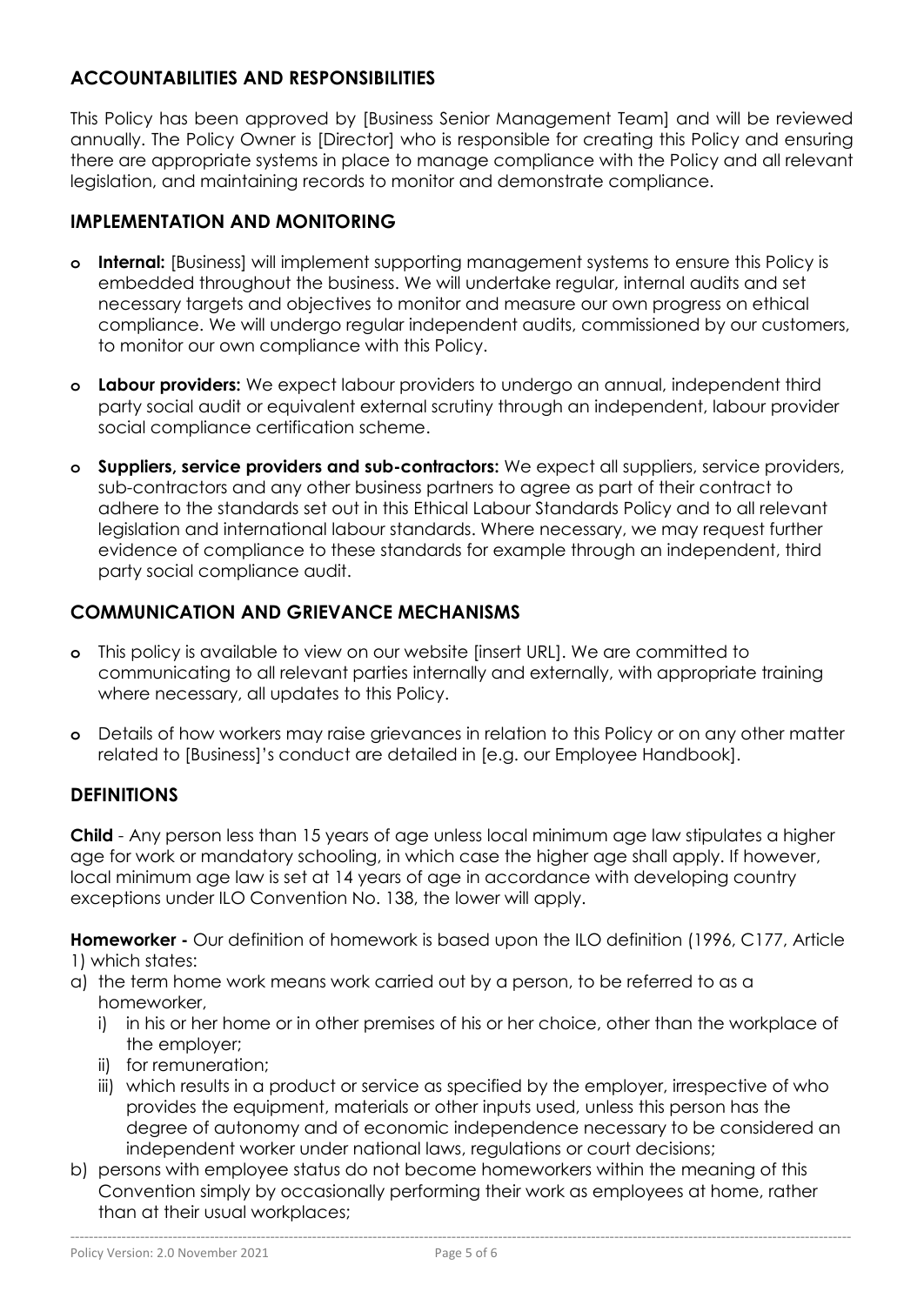## ACCOUNTABILITIES AND RESPONSIBILITIES

This Policy has been approved by [Business Senior Management Team] and will be reviewed annually. The Policy Owner is [Director] who is responsible for creating this Policy and ensuring there are appropriate systems in place to manage compliance with the Policy and all relevant legislation, and maintaining records to monitor and demonstrate compliance.

## IMPLEMENTATION AND MONITORING

- **Internal:** [Business] will implement supporting management systems to ensure this Policy is embedded throughout the business. We will undertake regular, internal audits and set necessary targets and objectives to monitor and measure our own progress on ethical compliance. We will undergo regular independent audits, commissioned by our customers, to monitor our own compliance with this Policy.
- **Labour providers:** We expect labour providers to undergo an annual, independent third party social audit or equivalent external scrutiny through an independent, labour provider social compliance certification scheme.
- **Suppliers, service providers and sub-contractors:** We expect all suppliers, service providers, sub-contractors and any other business partners to agree as part of their contract to adhere to the standards set out in this Ethical Labour Standards Policy and to all relevant legislation and international labour standards. Where necessary, we may request further evidence of compliance to these standards for example through an independent, third party social compliance audit.

## COMMUNICATION AND GRIEVANCE MECHANISMS

- This policy is available to view on our website [insert URL]. We are committed to communicating to all relevant parties internally and externally, with appropriate training where necessary, all updates to this Policy.
- Details of how workers may raise grievances in relation to this Policy or on any other matter related to [Business]'s conduct are detailed in [e.g. our Employee Handbook].

## DEFINITIONS

**Child** - Any person less than 15 years of age unless local minimum age law stipulates a higher age for work or mandatory schooling, in which case the higher age shall apply. If however, local minimum age law is set at 14 years of age in accordance with developing country exceptions under ILO Convention No. 138, the lower will apply.

**Homeworker -** Our definition of homework is based upon the ILO definition (1996, C177, Article 1) which states:

a) the term home work means work carried out by a person, to be referred to as a homeworker,
   i) in his or her home or in other premises of his or her choice, other than the workplace of the employer;
   ii) for remuneration;
   iii) which results in a product or service as specified by the employer, irrespective of who provides the equipment, materials or other inputs used, unless this person has the degree of autonomy and of economic independence necessary to be considered an independent worker under national laws, regulations or court decisions;

b) persons with employee status do not become homeworkers within the meaning of this Convention simply by occasionally performing their work as employees at home, rather than at their usual workplaces;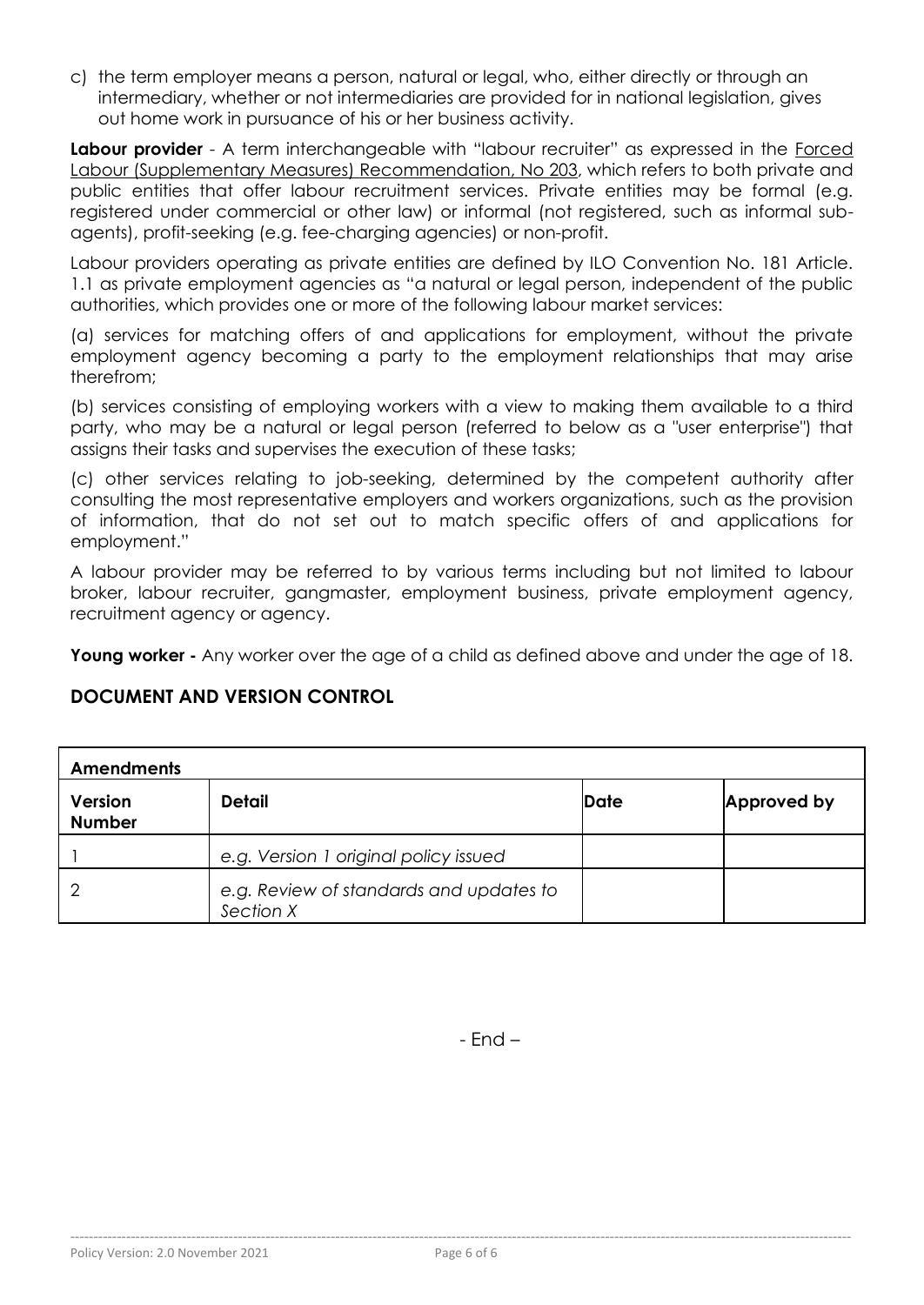c) the term employer means a person, natural or legal, who, either directly or through an intermediary, whether or not intermediaries are provided for in national legislation, gives out home work in pursuance of his or her business activity.

**Labour provider** - A term interchangeable with "labour recruiter" as expressed in the Forced Labour (Supplementary Measures) Recommendation, No 203, which refers to both private and public entities that offer labour recruitment services. Private entities may be formal (e.g. registered under commercial or other law) or informal (not registered, such as informal sub-agents), profit-seeking (e.g. fee-charging agencies) or non-profit.

Labour providers operating as private entities are defined by ILO Convention No. 181 Article. 1.1 as private employment agencies as "a natural or legal person, independent of the public authorities, which provides one or more of the following labour market services:

(a) services for matching offers of and applications for employment, without the private employment agency becoming a party to the employment relationships that may arise therefrom;

(b) services consisting of employing workers with a view to making them available to a third party, who may be a natural or legal person (referred to below as a "user enterprise") that assigns their tasks and supervises the execution of these tasks;

(c) other services relating to job-seeking, determined by the competent authority after consulting the most representative employers and workers organizations, such as the provision of information, that do not set out to match specific offers of and applications for employment."

A labour provider may be referred to by various terms including but not limited to labour broker, labour recruiter, gangmaster, employment business, private employment agency, recruitment agency or agency.

**Young worker -** Any worker over the age of a child as defined above and under the age of 18.

## DOCUMENT AND VERSION CONTROL

| **Amendments** | | | |
|---|---|---|---|
| **Version Number** | **Detail** | **Date** | **Approved by** |
| 1 | *e.g. Version 1 original policy issued* | | |
| 2 | *e.g. Review of standards and updates to Section X* | | |

- End –